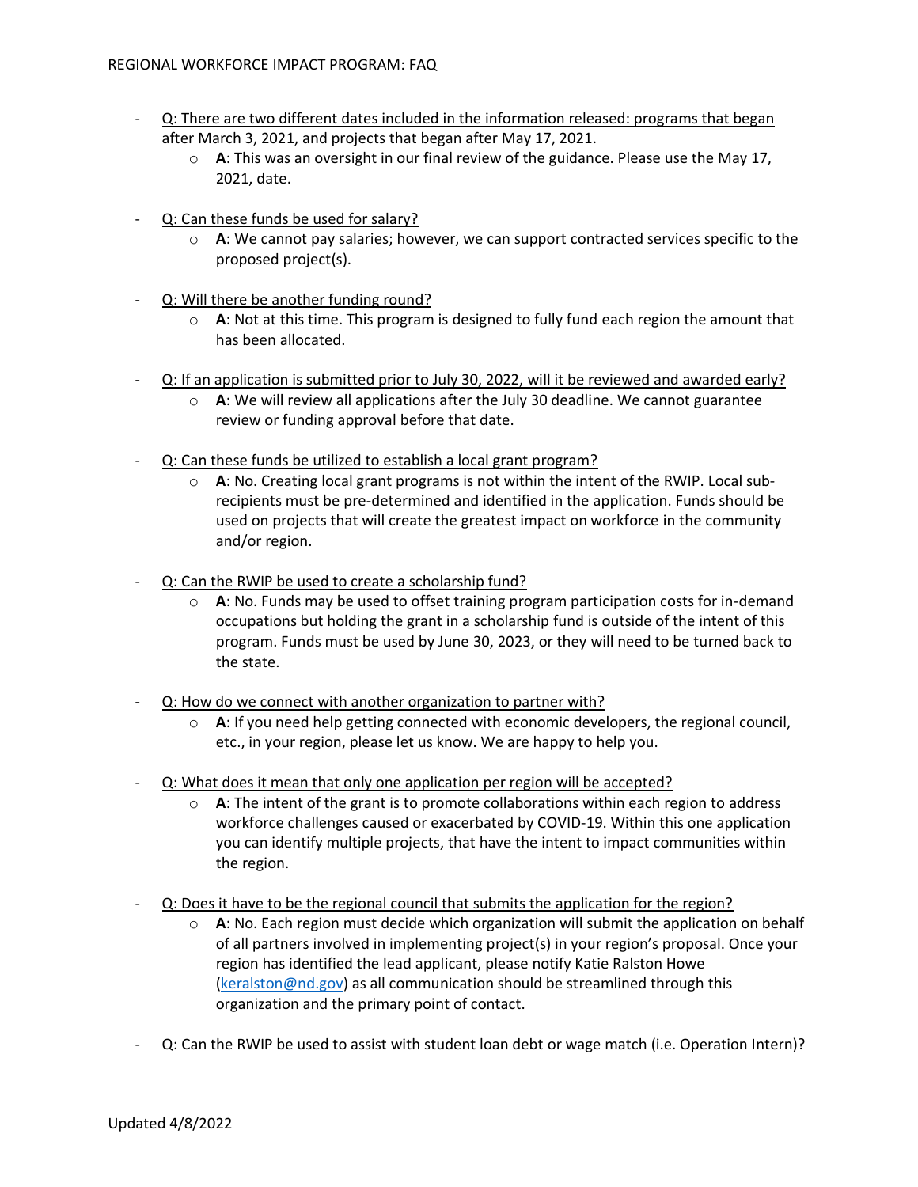# REGIONAL WORKFORCE IMPACT PROGRAM: FAQ

- Q: There are two different dates included in the information released: programs that began after March 3, 2021, and projects that began after May 17, 2021.
  - **A**: This was an oversight in our final review of the guidance. Please use the May 17, 2021, date.

- Q: Can these funds be used for salary?
  - **A**: We cannot pay salaries; however, we can support contracted services specific to the proposed project(s).

- Q: Will there be another funding round?
  - **A**: Not at this time. This program is designed to fully fund each region the amount that has been allocated.

- Q: If an application is submitted prior to July 30, 2022, will it be reviewed and awarded early?
  - **A**: We will review all applications after the July 30 deadline. We cannot guarantee review or funding approval before that date.

- Q: Can these funds be utilized to establish a local grant program?
  - **A**: No. Creating local grant programs is not within the intent of the RWIP. Local sub-recipients must be pre-determined and identified in the application. Funds should be used on projects that will create the greatest impact on workforce in the community and/or region.

- Q: Can the RWIP be used to create a scholarship fund?
  - **A**: No. Funds may be used to offset training program participation costs for in-demand occupations but holding the grant in a scholarship fund is outside of the intent of this program. Funds must be used by June 30, 2023, or they will need to be turned back to the state.

- Q: How do we connect with another organization to partner with?
  - **A**: If you need help getting connected with economic developers, the regional council, etc., in your region, please let us know. We are happy to help you.

- Q: What does it mean that only one application per region will be accepted?
  - **A**: The intent of the grant is to promote collaborations within each region to address workforce challenges caused or exacerbated by COVID-19. Within this one application you can identify multiple projects, that have the intent to impact communities within the region.

- Q: Does it have to be the regional council that submits the application for the region?
  - **A**: No. Each region must decide which organization will submit the application on behalf of all partners involved in implementing project(s) in your region's proposal. Once your region has identified the lead applicant, please notify Katie Ralston Howe (keralston@nd.gov) as all communication should be streamlined through this organization and the primary point of contact.

- Q: Can the RWIP be used to assist with student loan debt or wage match (i.e. Operation Intern)?

Updated 4/8/2022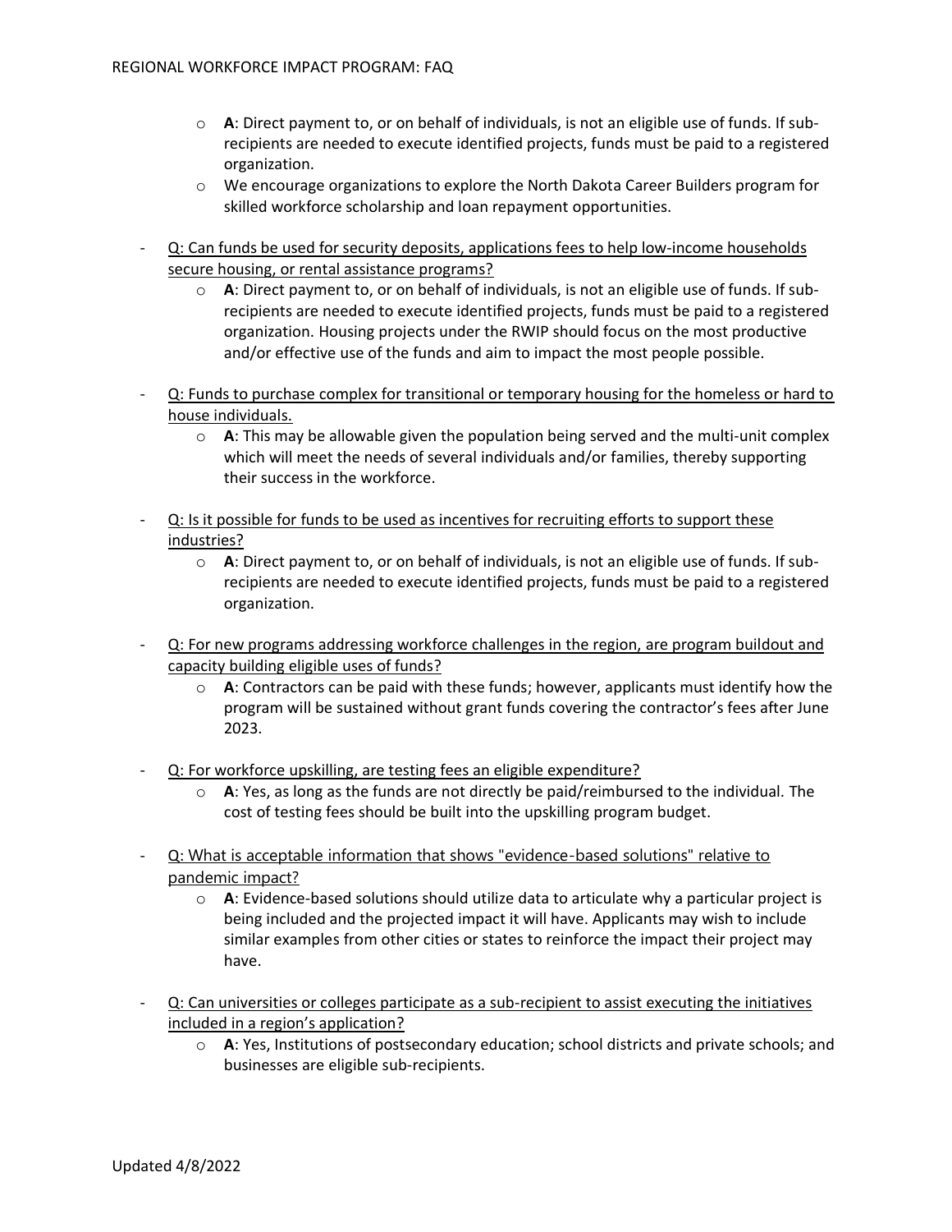- **A**: Direct payment to, or on behalf of individuals, is not an eligible use of funds. If sub-recipients are needed to execute identified projects, funds must be paid to a registered organization.
- We encourage organizations to explore the North Dakota Career Builders program for skilled workforce scholarship and loan repayment opportunities.

- Q: Can funds be used for security deposits, applications fees to help low-income households secure housing, or rental assistance programs?
  - **A**: Direct payment to, or on behalf of individuals, is not an eligible use of funds. If sub-recipients are needed to execute identified projects, funds must be paid to a registered organization. Housing projects under the RWIP should focus on the most productive and/or effective use of the funds and aim to impact the most people possible.

- Q: Funds to purchase complex for transitional or temporary housing for the homeless or hard to house individuals.
  - **A**: This may be allowable given the population being served and the multi-unit complex which will meet the needs of several individuals and/or families, thereby supporting their success in the workforce.

- Q: Is it possible for funds to be used as incentives for recruiting efforts to support these industries?
  - **A**: Direct payment to, or on behalf of individuals, is not an eligible use of funds. If sub-recipients are needed to execute identified projects, funds must be paid to a registered organization.

- Q: For new programs addressing workforce challenges in the region, are program buildout and capacity building eligible uses of funds?
  - **A**: Contractors can be paid with these funds; however, applicants must identify how the program will be sustained without grant funds covering the contractor's fees after June 2023.

- Q: For workforce upskilling, are testing fees an eligible expenditure?
  - **A**: Yes, as long as the funds are not directly be paid/reimbursed to the individual. The cost of testing fees should be built into the upskilling program budget.

- Q: What is acceptable information that shows "evidence-based solutions" relative to pandemic impact?
  - **A**: Evidence-based solutions should utilize data to articulate why a particular project is being included and the projected impact it will have. Applicants may wish to include similar examples from other cities or states to reinforce the impact their project may have.

- Q: Can universities or colleges participate as a sub-recipient to assist executing the initiatives included in a region's application?
  - **A**: Yes, Institutions of postsecondary education; school districts and private schools; and businesses are eligible sub-recipients.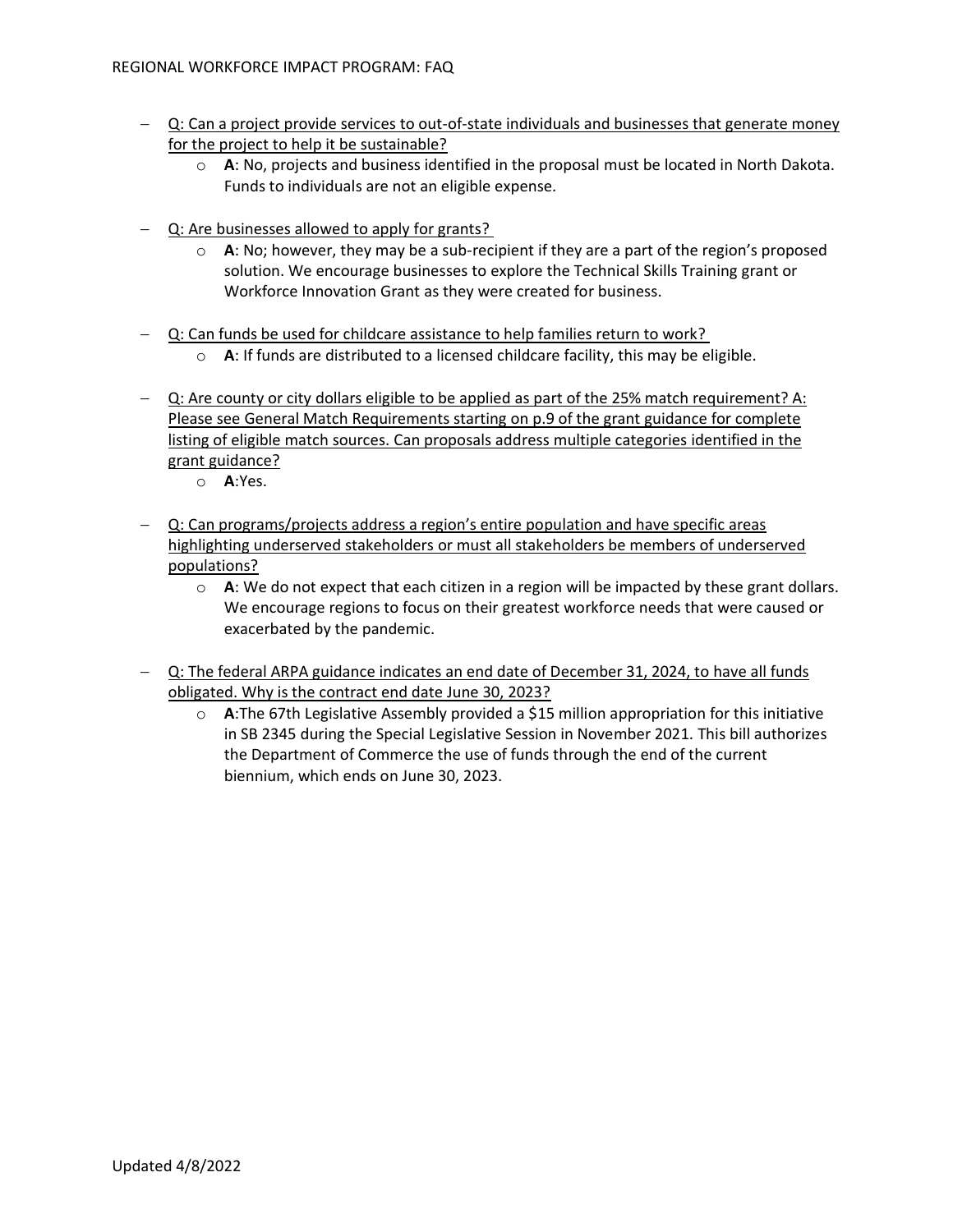- Q: Can a project provide services to out-of-state individuals and businesses that generate money for the project to help it be sustainable?
  - **A**: No, projects and business identified in the proposal must be located in North Dakota. Funds to individuals are not an eligible expense.

- Q: Are businesses allowed to apply for grants?
  - **A**: No; however, they may be a sub-recipient if they are a part of the region's proposed solution. We encourage businesses to explore the Technical Skills Training grant or Workforce Innovation Grant as they were created for business.

- Q: Can funds be used for childcare assistance to help families return to work?
  - **A**: If funds are distributed to a licensed childcare facility, this may be eligible.

- Q: Are county or city dollars eligible to be applied as part of the 25% match requirement? A: Please see General Match Requirements starting on p.9 of the grant guidance for complete listing of eligible match sources. Can proposals address multiple categories identified in the grant guidance?
  - **A**:Yes.

- Q: Can programs/projects address a region's entire population and have specific areas highlighting underserved stakeholders or must all stakeholders be members of underserved populations?
  - **A**: We do not expect that each citizen in a region will be impacted by these grant dollars. We encourage regions to focus on their greatest workforce needs that were caused or exacerbated by the pandemic.

- Q: The federal ARPA guidance indicates an end date of December 31, 2024, to have all funds obligated. Why is the contract end date June 30, 2023?
  - **A**:The 67th Legislative Assembly provided a $15 million appropriation for this initiative in SB 2345 during the Special Legislative Session in November 2021. This bill authorizes the Department of Commerce the use of funds through the end of the current biennium, which ends on June 30, 2023.